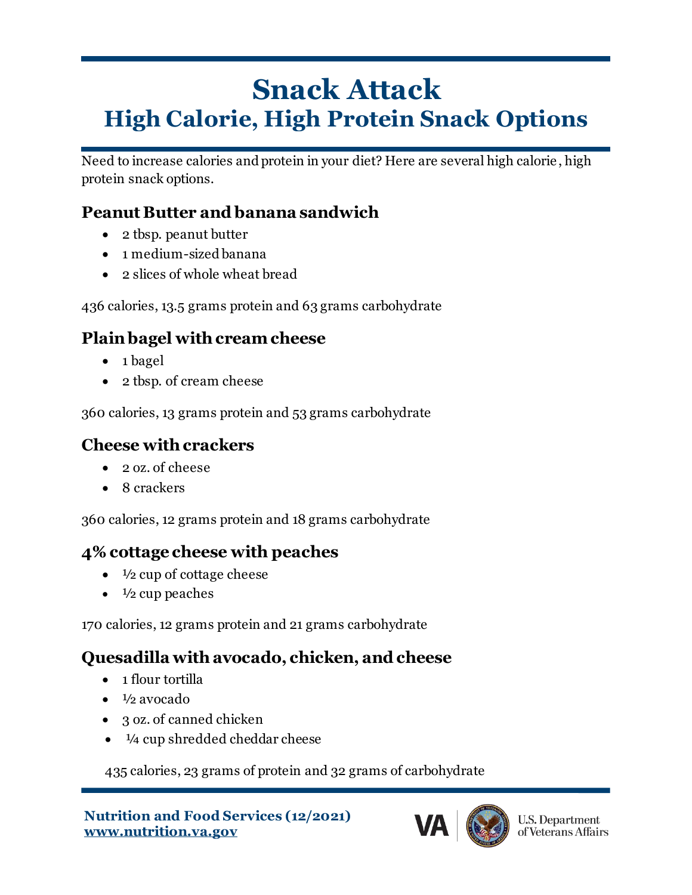# Snack Attack

## High Calorie, High Protein Snack Options

Need to increase calories and protein in your diet? Here are several high calorie, high protein snack options.

### Peanut Butter and banana sandwich

- 2 tbsp. peanut butter
- 1 medium-sized banana
- 2 slices of whole wheat bread

436 calories, 13.5 grams protein and 63 grams carbohydrate

### Plain bagel with cream cheese

- 1 bagel
- 2 tbsp. of cream cheese

360 calories, 13 grams protein and 53 grams carbohydrate

### Cheese with crackers

- 2 oz. of cheese
- 8 crackers

360 calories, 12 grams protein and 18 grams carbohydrate

### 4% cottage cheese with peaches

- ½ cup of cottage cheese
- ½ cup peaches

170 calories, 12 grams protein and 21 grams carbohydrate

### Quesadilla with avocado, chicken, and cheese

- 1 flour tortilla
- ½ avocado
- 3 oz. of canned chicken
- ¼ cup shredded cheddar cheese

435 calories, 23 grams of protein and 32 grams of carbohydrate

**Nutrition and Food Services (12/2021)**
**www.nutrition.va.gov**

VA U.S. Department of Veterans Affairs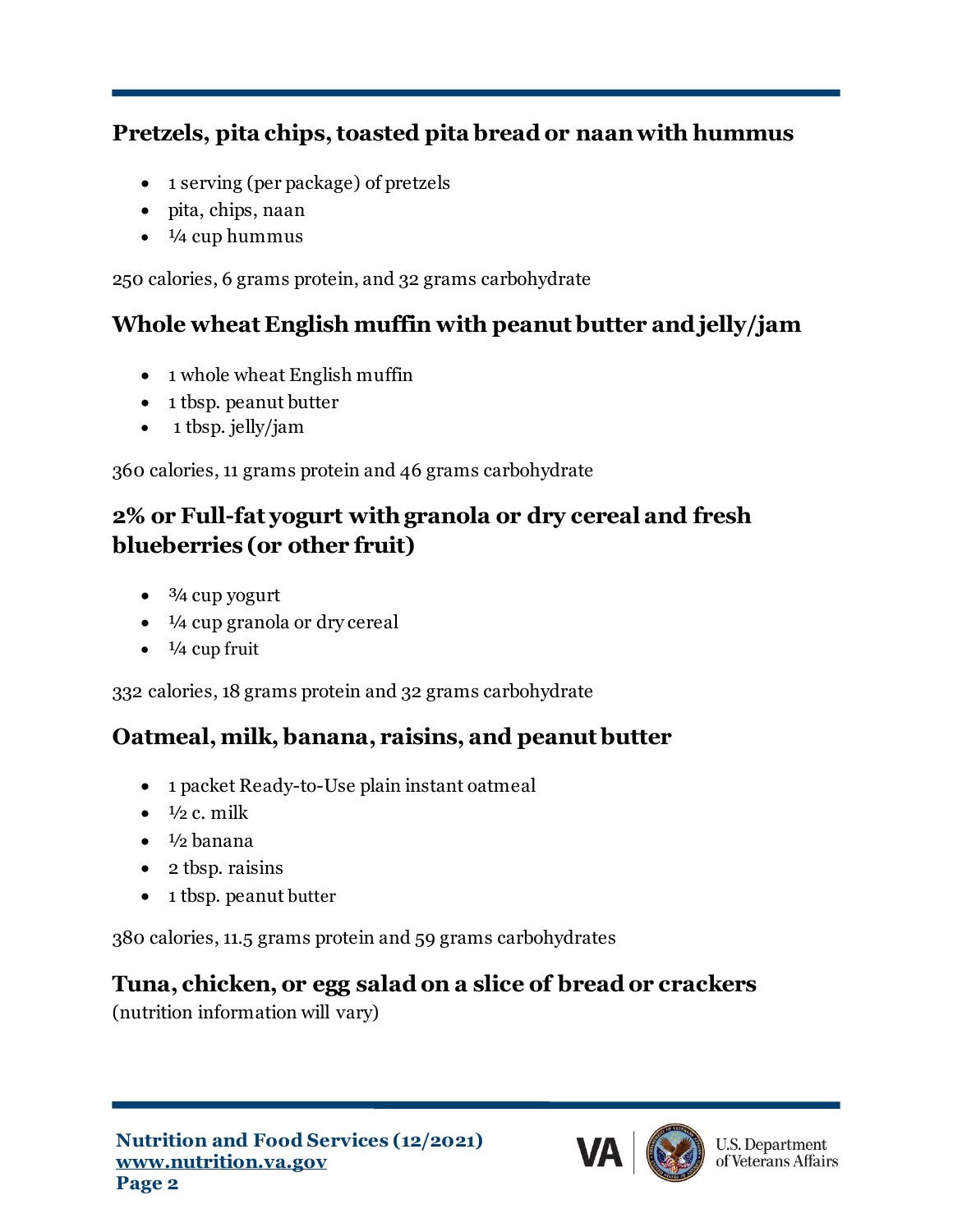## Pretzels, pita chips, toasted pita bread or naan with hummus

- 1 serving (per package) of pretzels
- pita, chips, naan
- ¼ cup hummus

250 calories, 6 grams protein, and 32 grams carbohydrate

## Whole wheat English muffin with peanut butter and jelly/jam

- 1 whole wheat English muffin
- 1 tbsp. peanut butter
- 1 tbsp. jelly/jam

360 calories, 11 grams protein and 46 grams carbohydrate

## 2% or Full-fat yogurt with granola or dry cereal and fresh blueberries (or other fruit)

- ¾ cup yogurt
- ¼ cup granola or dry cereal
- ¼ cup fruit

332 calories, 18 grams protein and 32 grams carbohydrate

## Oatmeal, milk, banana, raisins, and peanut butter

- 1 packet Ready-to-Use plain instant oatmeal
- ½ c. milk
- ½ banana
- 2 tbsp. raisins
- 1 tbsp. peanut butter

380 calories, 11.5 grams protein and 59 grams carbohydrates

## Tuna, chicken, or egg salad on a slice of bread or crackers

(nutrition information will vary)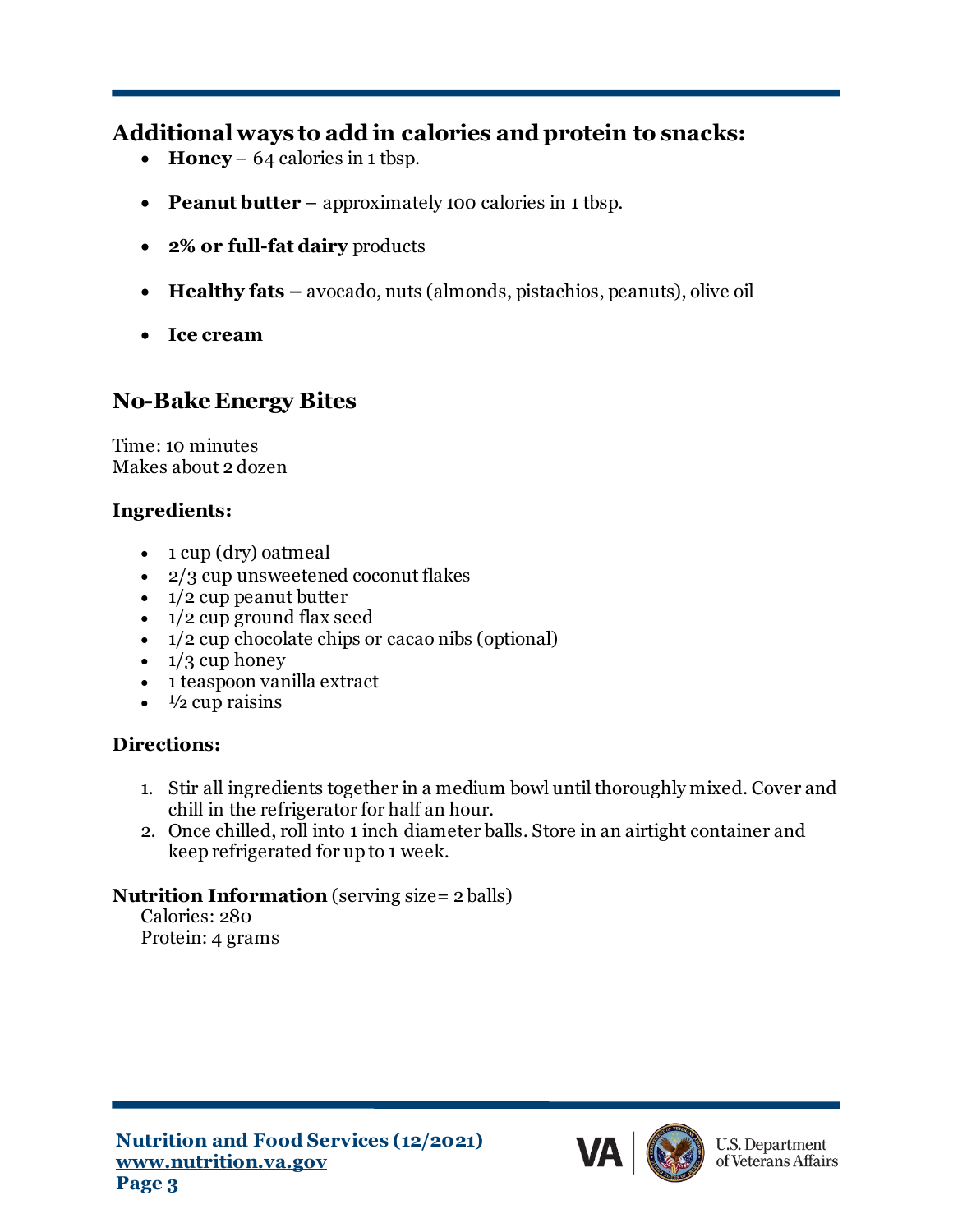## Additional ways to add in calories and protein to snacks:

- **Honey** – 64 calories in 1 tbsp.
- **Peanut butter** – approximately 100 calories in 1 tbsp.
- **2% or full-fat dairy** products
- **Healthy fats –** avocado, nuts (almonds, pistachios, peanuts), olive oil
- **Ice cream**

## No-Bake Energy Bites

Time: 10 minutes
Makes about 2 dozen

### Ingredients:

- 1 cup (dry) oatmeal
- 2/3 cup unsweetened coconut flakes
- 1/2 cup peanut butter
- 1/2 cup ground flax seed
- 1/2 cup chocolate chips or cacao nibs (optional)
- 1/3 cup honey
- 1 teaspoon vanilla extract
- ½ cup raisins

### Directions:

1. Stir all ingredients together in a medium bowl until thoroughly mixed. Cover and chill in the refrigerator for half an hour.
2. Once chilled, roll into 1 inch diameter balls. Store in an airtight container and keep refrigerated for up to 1 week.

**Nutrition Information** (serving size= 2 balls)
Calories: 280
Protein: 4 grams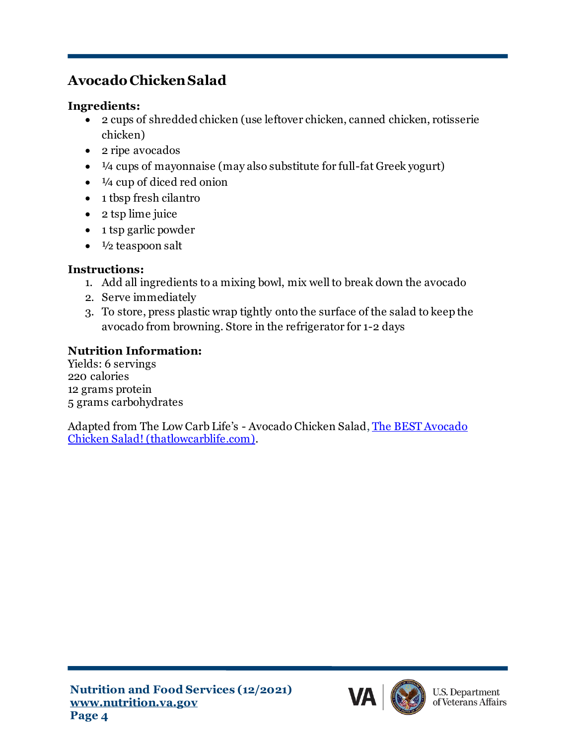## Avocado Chicken Salad

**Ingredients:**

- 2 cups of shredded chicken (use leftover chicken, canned chicken, rotisserie chicken)
- 2 ripe avocados
- ¼ cups of mayonnaise (may also substitute for full-fat Greek yogurt)
- ¼ cup of diced red onion
- 1 tbsp fresh cilantro
- 2 tsp lime juice
- 1 tsp garlic powder
- ½ teaspoon salt

**Instructions:**

1. Add all ingredients to a mixing bowl, mix well to break down the avocado
2. Serve immediately
3. To store, press plastic wrap tightly onto the surface of the salad to keep the avocado from browning. Store in the refrigerator for 1-2 days

**Nutrition Information:**

Yields: 6 servings
220 calories
12 grams protein
5 grams carbohydrates

Adapted from The Low Carb Life's - Avocado Chicken Salad, [The BEST Avocado Chicken Salad! (thatlowcarblife.com)](thatlowcarblife.com).

**Nutrition and Food Services (12/2021)**
**www.nutrition.va.gov**